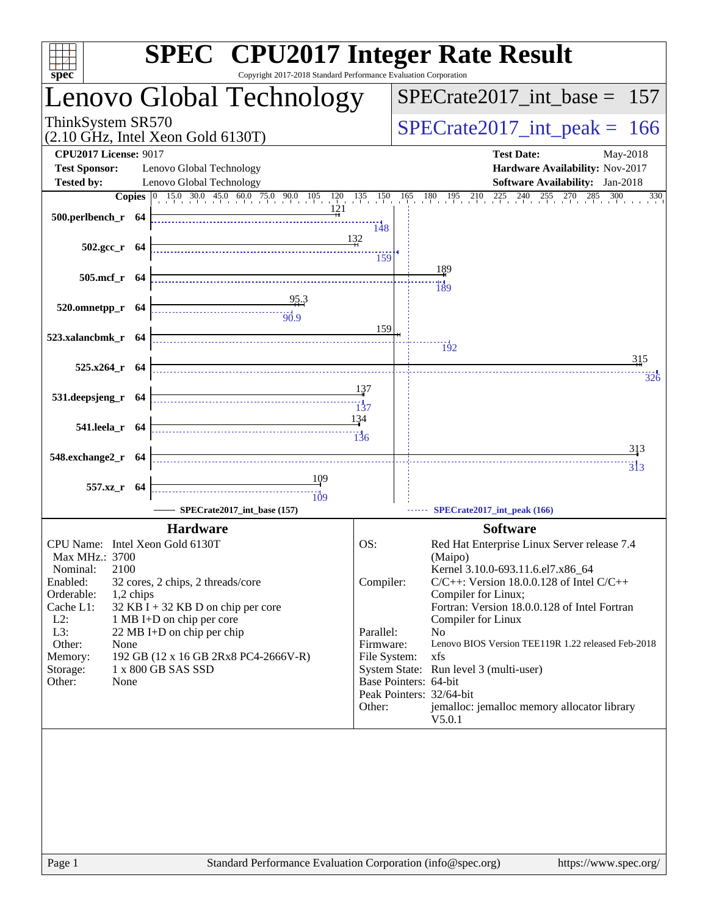# SPEC CPU2017 Integer Rate Result

Copyright 2017-2018 Standard Performance Evaluation Corporation

## Lenovo Global Technology

ThinkSystem SR570
(2.10 GHz, Intel Xeon Gold 6130T)

SPECrate2017_int_base = 157

SPECrate2017_int_peak = 166

**CPU2017 License:** 9017
**Test Sponsor:** Lenovo Global Technology
**Tested by:** Lenovo Global Technology

**Test Date:** May-2018
**Hardware Availability:** Nov-2017
**Software Availability:** Jan-2018

| Benchmark | Copies | Base | Peak |
|---|---|---|---|
| 500.perlbench_r | 64 | 121 | 148 |
| 502.gcc_r | 64 | 132 | 159 |
| 505.mcf_r | 64 | 189 | 189 |
| 520.omnetpp_r | 64 | 95.3 | 90.9 |
| 523.xalancbmk_r | 64 | 159 | 192 |
| 525.x264_r | 64 | 315 | 326 |
| 531.deepsjeng_r | 64 | 137 | 137 |
| 541.leela_r | 64 | 134 | 136 |
| 548.exchange2_r | 64 | 313 | 313 |
| 557.xz_r | 64 | 109 | 109 |

SPECrate2017_int_base (157) — SPECrate2017_int_peak (166)

### Hardware

| | |
|---|---|
| CPU Name: | Intel Xeon Gold 6130T |
| Max MHz.: | 3700 |
| Nominal: | 2100 |
| Enabled: | 32 cores, 2 chips, 2 threads/core |
| Orderable: | 1,2 chips |
| Cache L1: | 32 KB I + 32 KB D on chip per core |
| L2: | 1 MB I+D on chip per core |
| L3: | 22 MB I+D on chip per chip |
| Other: | None |
| Memory: | 192 GB (12 x 16 GB 2Rx8 PC4-2666V-R) |
| Storage: | 1 x 800 GB SAS SSD |
| Other: | None |

### Software

| | |
|---|---|
| OS: | Red Hat Enterprise Linux Server release 7.4 (Maipo) Kernel 3.10.0-693.11.6.el7.x86_64 |
| Compiler: | C/C++: Version 18.0.0.128 of Intel C/C++ Compiler for Linux; Fortran: Version 18.0.0.128 of Intel Fortran Compiler for Linux |
| Parallel: | No |
| Firmware: | Lenovo BIOS Version TEE119R 1.22 released Feb-2018 |
| File System: | xfs |
| System State: | Run level 3 (multi-user) |
| Base Pointers: | 64-bit |
| Peak Pointers: | 32/64-bit |
| Other: | jemalloc: jemalloc memory allocator library V5.0.1 |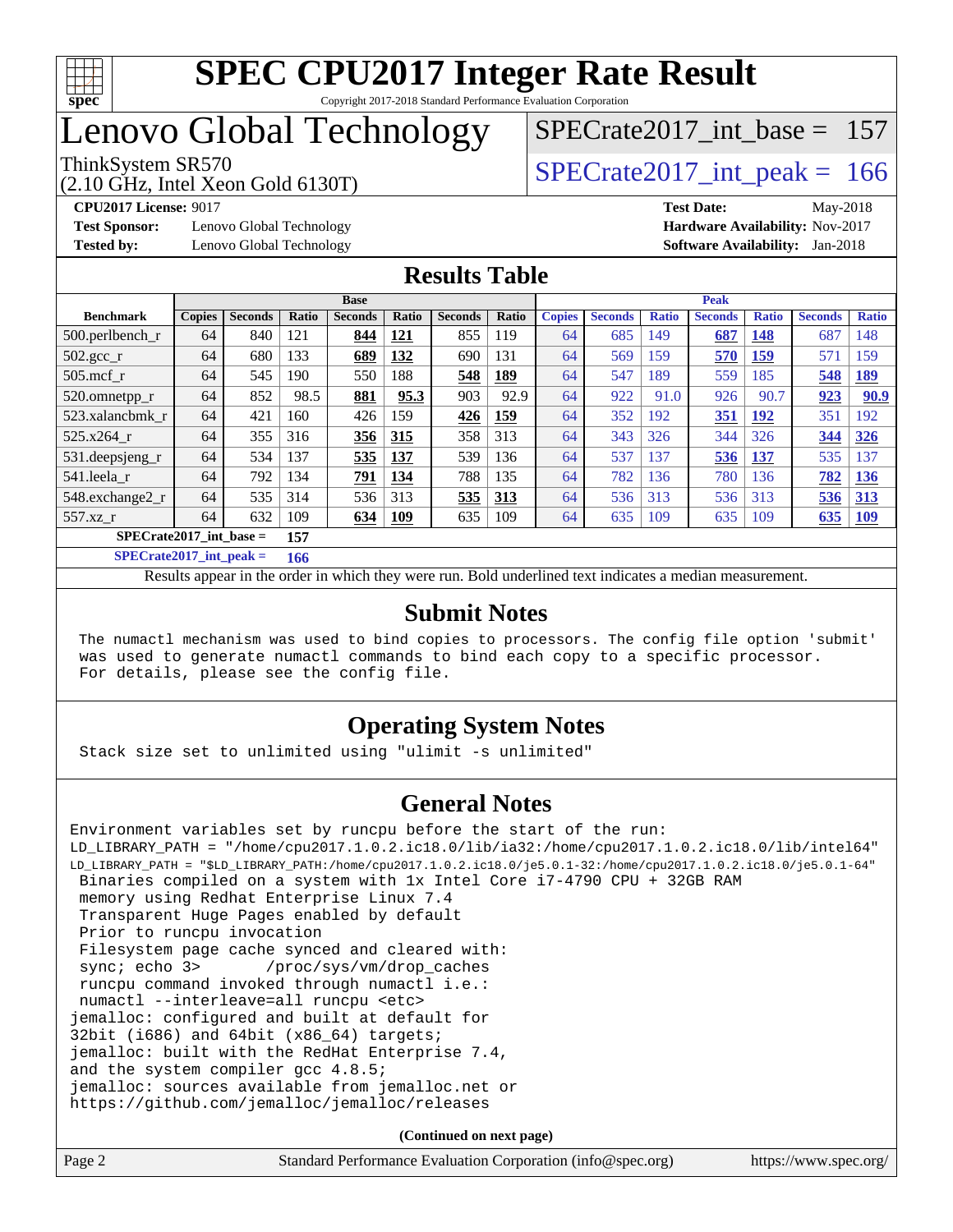# SPEC CPU2017 Integer Rate Result

Copyright 2017-2018 Standard Performance Evaluation Corporation

# Lenovo Global Technology

ThinkSystem SR570
(2.10 GHz, Intel Xeon Gold 6130T)

SPECrate2017_int_base = 157

SPECrate2017_int_peak = 166

**CPU2017 License:** 9017
**Test Sponsor:** Lenovo Global Technology
**Tested by:** Lenovo Global Technology

**Test Date:** May-2018
**Hardware Availability:** Nov-2017
**Software Availability:** Jan-2018

## Results Table

| Benchmark | Base | | | | | | | Peak | | | | | | |
|---|---|---|---|---|---|---|---|---|---|---|---|---|---|---|
| | Copies | Seconds | Ratio | Seconds | Ratio | Seconds | Ratio | Copies | Seconds | Ratio | Seconds | Ratio | Seconds | Ratio |
| 500.perlbench_r | 64 | 840 | 121 | **844** | **121** | 855 | 119 | 64 | 685 | 149 | **687** | **148** | 687 | 148 |
| 502.gcc_r | 64 | 680 | 133 | **689** | **132** | 690 | 131 | 64 | 569 | 159 | **570** | **159** | 571 | 159 |
| 505.mcf_r | 64 | 545 | 190 | 550 | 188 | **548** | **189** | 64 | 547 | 189 | 559 | 185 | **548** | **189** |
| 520.omnetpp_r | 64 | 852 | 98.5 | **881** | **95.3** | 903 | 92.9 | 64 | 922 | 91.0 | 926 | 90.7 | **923** | **90.9** |
| 523.xalancbmk_r | 64 | 421 | 160 | 426 | 159 | **426** | **159** | 64 | 352 | 192 | **351** | **192** | 351 | 192 |
| 525.x264_r | 64 | 355 | 316 | **356** | **315** | 358 | 313 | 64 | 343 | 326 | 344 | 326 | **344** | **326** |
| 531.deepsjeng_r | 64 | 534 | 137 | **535** | **137** | 539 | 136 | 64 | 537 | 137 | **536** | **137** | 535 | 137 |
| 541.leela_r | 64 | 792 | 134 | **791** | **134** | 788 | 135 | 64 | 782 | 136 | 780 | 136 | **782** | **136** |
| 548.exchange2_r | 64 | 535 | 314 | 536 | 313 | **535** | **313** | 64 | 536 | 313 | 536 | 313 | **536** | **313** |
| 557.xz_r | 64 | 632 | 109 | **634** | **109** | 635 | 109 | 64 | 635 | 109 | 635 | 109 | **635** | **109** |

**SPECrate2017_int_base = 157**

**SPECrate2017_int_peak = 166**

Results appear in the order in which they were run. Bold underlined text indicates a median measurement.

## Submit Notes

The numactl mechanism was used to bind copies to processors. The config file option 'submit' was used to generate numactl commands to bind each copy to a specific processor. For details, please see the config file.

## Operating System Notes

Stack size set to unlimited using "ulimit -s unlimited"

## General Notes

```
Environment variables set by runcpu before the start of the run:
LD_LIBRARY_PATH = "/home/cpu2017.1.0.2.ic18.0/lib/ia32:/home/cpu2017.1.0.2.ic18.0/lib/intel64"
LD_LIBRARY_PATH = "$LD_LIBRARY_PATH:/home/cpu2017.1.0.2.ic18.0/je5.0.1-32:/home/cpu2017.1.0.2.ic18.0/je5.0.1-64"
 Binaries compiled on a system with 1x Intel Core i7-4790 CPU + 32GB RAM
 memory using Redhat Enterprise Linux 7.4
 Transparent Huge Pages enabled by default
 Prior to runcpu invocation
 Filesystem page cache synced and cleared with:
 sync; echo 3>       /proc/sys/vm/drop_caches
 runcpu command invoked through numactl i.e.:
 numactl --interleave=all runcpu <etc>
jemalloc: configured and built at default for
32bit (i686) and 64bit (x86_64) targets;
jemalloc: built with the RedHat Enterprise 7.4,
and the system compiler gcc 4.8.5;
jemalloc: sources available from jemalloc.net or
https://github.com/jemalloc/jemalloc/releases
```

**(Continued on next page)**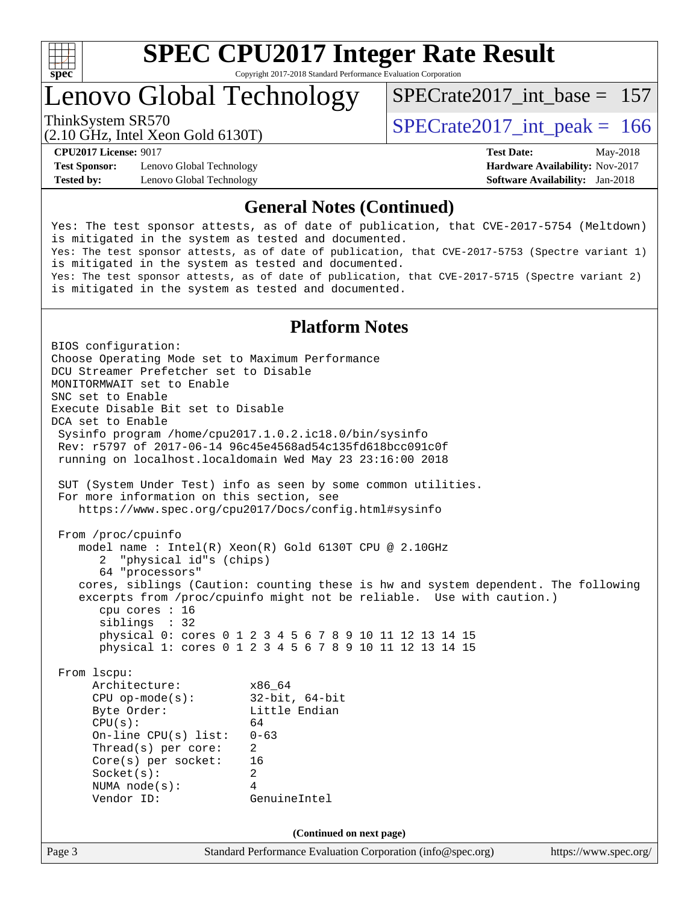# SPEC CPU2017 Integer Rate Result

Copyright 2017-2018 Standard Performance Evaluation Corporation

## Lenovo Global Technology

ThinkSystem SR570
(2.10 GHz, Intel Xeon Gold 6130T)

SPECrate2017_int_base = 157

SPECrate2017_int_peak = 166

**CPU2017 License:** 9017
**Test Sponsor:** Lenovo Global Technology
**Tested by:** Lenovo Global Technology

**Test Date:** May-2018
**Hardware Availability:** Nov-2017
**Software Availability:** Jan-2018

## General Notes (Continued)

```
Yes: The test sponsor attests, as of date of publication, that CVE-2017-5754 (Meltdown)
is mitigated in the system as tested and documented.
Yes: The test sponsor attests, as of date of publication, that CVE-2017-5753 (Spectre variant 1)
is mitigated in the system as tested and documented.
Yes: The test sponsor attests, as of date of publication, that CVE-2017-5715 (Spectre variant 2)
is mitigated in the system as tested and documented.
```

## Platform Notes

```
BIOS configuration:
Choose Operating Mode set to Maximum Performance
DCU Streamer Prefetcher set to Disable
MONITORMWAIT set to Enable
SNC set to Enable
Execute Disable Bit set to Disable
DCA set to Enable
 Sysinfo program /home/cpu2017.1.0.2.ic18.0/bin/sysinfo
 Rev: r5797 of 2017-06-14 96c45e4568ad54c135fd618bcc091c0f
 running on localhost.localdomain Wed May 23 23:16:00 2018

 SUT (System Under Test) info as seen by some common utilities.
 For more information on this section, see
    https://www.spec.org/cpu2017/Docs/config.html#sysinfo

 From /proc/cpuinfo
    model name : Intel(R) Xeon(R) Gold 6130T CPU @ 2.10GHz
       2  "physical id"s (chips)
       64 "processors"
    cores, siblings (Caution: counting these is hw and system dependent. The following
    excerpts from /proc/cpuinfo might not be reliable.  Use with caution.)
       cpu cores : 16
       siblings  : 32
       physical 0: cores 0 1 2 3 4 5 6 7 8 9 10 11 12 13 14 15
       physical 1: cores 0 1 2 3 4 5 6 7 8 9 10 11 12 13 14 15

 From lscpu:
      Architecture:          x86_64
      CPU op-mode(s):        32-bit, 64-bit
      Byte Order:            Little Endian
      CPU(s):                64
      On-line CPU(s) list:   0-63
      Thread(s) per core:    2
      Core(s) per socket:    16
      Socket(s):             2
      NUMA node(s):          4
      Vendor ID:             GenuineIntel
```

(Continued on next page)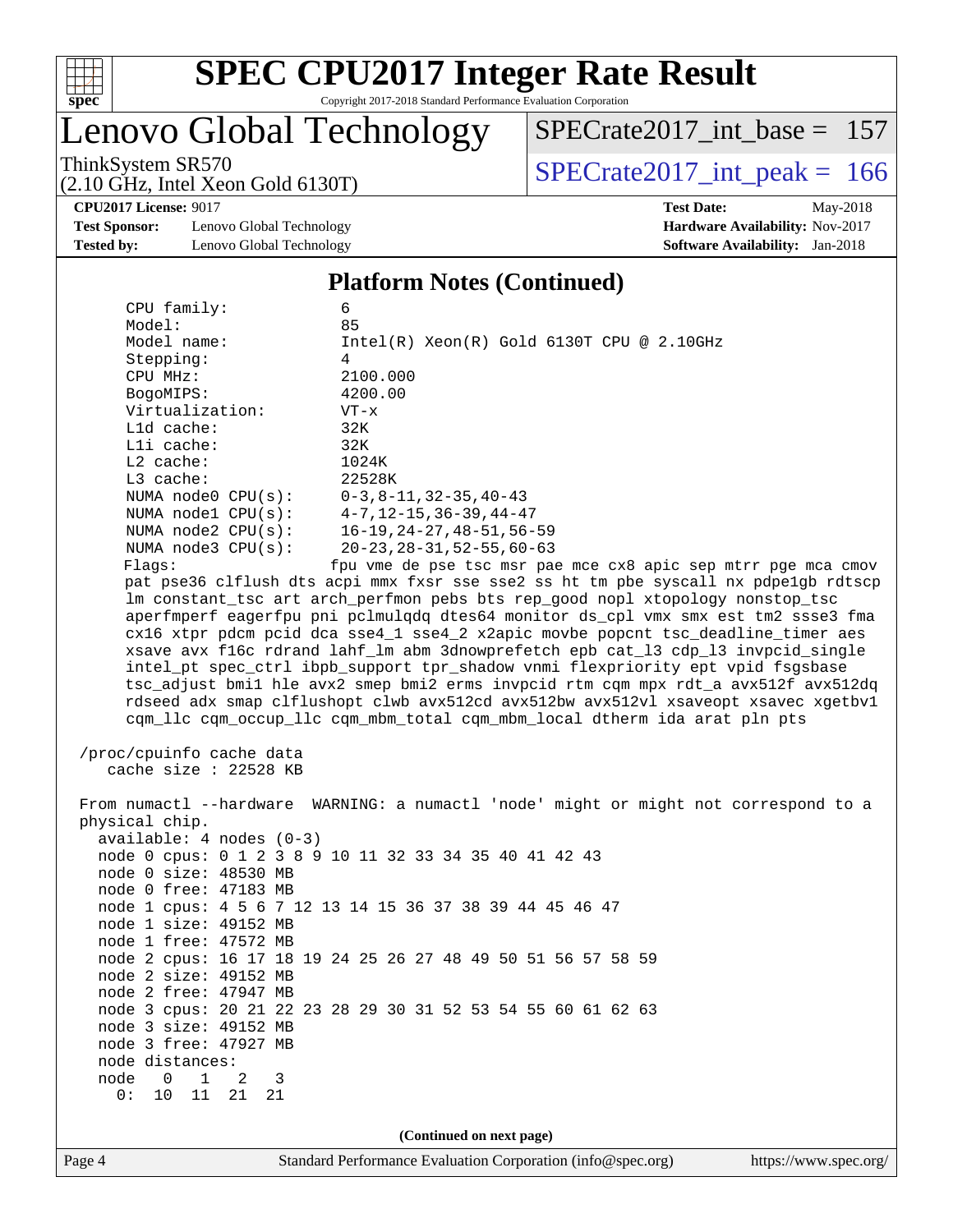# SPEC CPU2017 Integer Rate Result

Copyright 2017-2018 Standard Performance Evaluation Corporation

## Lenovo Global Technology

ThinkSystem SR570
(2.10 GHz, Intel Xeon Gold 6130T)

SPECrate2017_int_base = 157

SPECrate2017_int_peak = 166

**CPU2017 License:** 9017
**Test Sponsor:** Lenovo Global Technology
**Tested by:** Lenovo Global Technology

**Test Date:** May-2018
**Hardware Availability:** Nov-2017
**Software Availability:** Jan-2018

### Platform Notes (Continued)

```
     CPU family:          6
     Model:               85
     Model name:          Intel(R) Xeon(R) Gold 6130T CPU @ 2.10GHz
     Stepping:            4
     CPU MHz:             2100.000
     BogoMIPS:            4200.00
     Virtualization:      VT-x
     L1d cache:           32K
     L1i cache:           32K
     L2 cache:            1024K
     L3 cache:            22528K
     NUMA node0 CPU(s):   0-3,8-11,32-35,40-43
     NUMA node1 CPU(s):   4-7,12-15,36-39,44-47
     NUMA node2 CPU(s):   16-19,24-27,48-51,56-59
     NUMA node3 CPU(s):   20-23,28-31,52-55,60-63
     Flags:              fpu vme de pse tsc msr pae mce cx8 apic sep mtrr pge mca cmov
     pat pse36 clflush dts acpi mmx fxsr sse sse2 ss ht tm pbe syscall nx pdpe1gb rdtscp
     lm constant_tsc art arch_perfmon pebs bts rep_good nopl xtopology nonstop_tsc
     aperfmperf eagerfpu pni pclmulqdq dtes64 monitor ds_cpl vmx smx est tm2 ssse3 fma
     cx16 xtpr pdcm pcid dca sse4_1 sse4_2 x2apic movbe popcnt tsc_deadline_timer aes
     xsave avx f16c rdrand lahf_lm abm 3dnowprefetch epb cat_l3 cdp_l3 invpcid_single
     intel_pt spec_ctrl ibpb_support tpr_shadow vnmi flexpriority ept vpid fsgsbase
     tsc_adjust bmi1 hle avx2 smep bmi2 erms invpcid rtm cqm mpx rdt_a avx512f avx512dq
     rdseed adx smap clflushopt clwb avx512cd avx512bw avx512vl xsaveopt xsavec xgetbv1
     cqm_llc cqm_occup_llc cqm_mbm_total cqm_mbm_local dtherm ida arat pln pts

 /proc/cpuinfo cache data
    cache size : 22528 KB

 From numactl --hardware  WARNING: a numactl 'node' might or might not correspond to a
 physical chip.
   available: 4 nodes (0-3)
   node 0 cpus: 0 1 2 3 8 9 10 11 32 33 34 35 40 41 42 43
   node 0 size: 48530 MB
   node 0 free: 47183 MB
   node 1 cpus: 4 5 6 7 12 13 14 15 36 37 38 39 44 45 46 47
   node 1 size: 49152 MB
   node 1 free: 47572 MB
   node 2 cpus: 16 17 18 19 24 25 26 27 48 49 50 51 56 57 58 59
   node 2 size: 49152 MB
   node 2 free: 47947 MB
   node 3 cpus: 20 21 22 23 28 29 30 31 52 53 54 55 60 61 62 63
   node 3 size: 49152 MB
   node 3 free: 47927 MB
   node distances:
   node   0   1   2   3
     0:  10  11  21  21
```

(Continued on next page)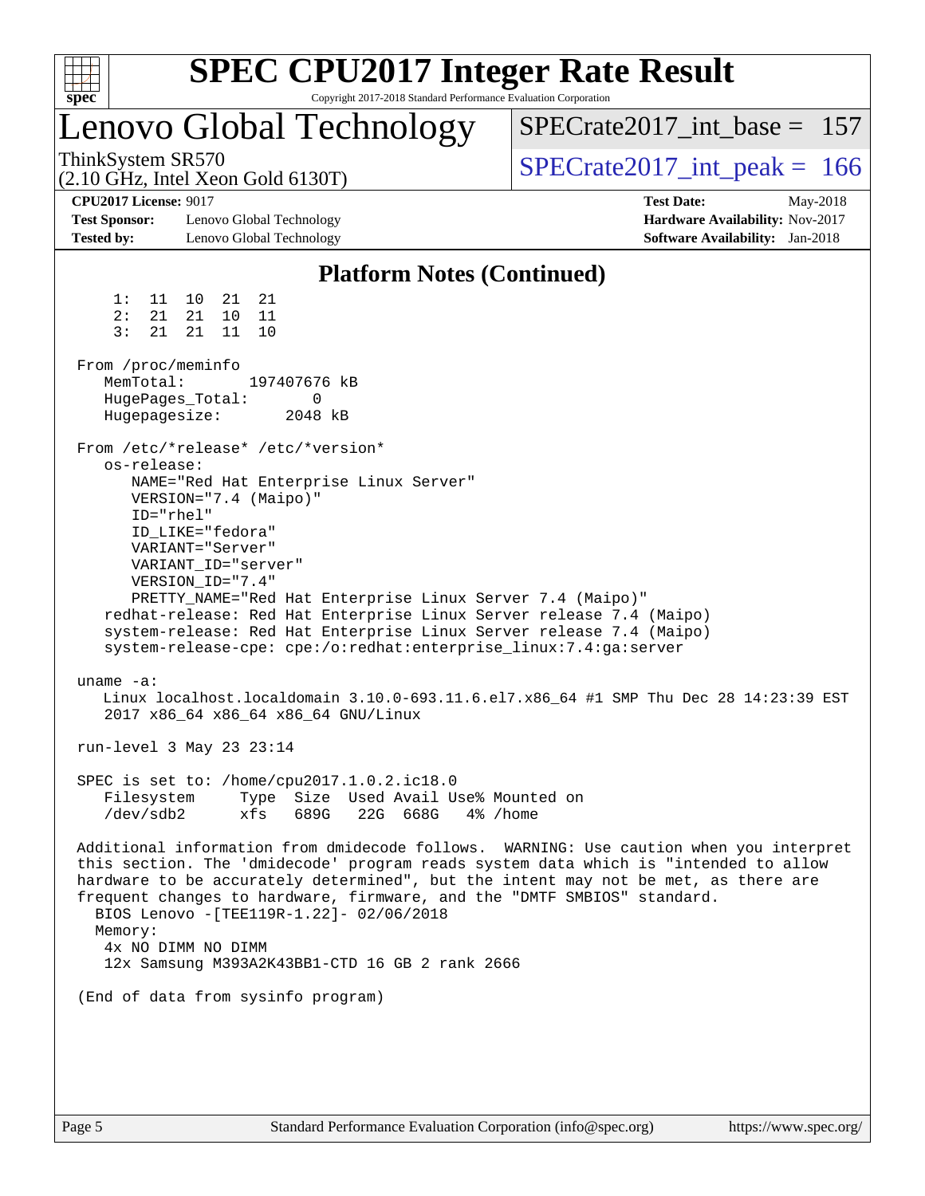# SPEC CPU2017 Integer Rate Result

Copyright 2017-2018 Standard Performance Evaluation Corporation

## Lenovo Global Technology

ThinkSystem SR570
(2.10 GHz, Intel Xeon Gold 6130T)

SPECrate2017_int_base = 157

SPECrate2017_int_peak = 166

**CPU2017 License:** 9017
**Test Sponsor:** Lenovo Global Technology
**Tested by:** Lenovo Global Technology

**Test Date:** May-2018
**Hardware Availability:** Nov-2017
**Software Availability:** Jan-2018

### Platform Notes (Continued)

```
     1:  11  10  21  21
     2:  21  21  10  11
     3:  21  21  11  10

 From /proc/meminfo
    MemTotal:       197407676 kB
    HugePages_Total:       0
    Hugepagesize:       2048 kB

 From /etc/*release* /etc/*version*
    os-release:
       NAME="Red Hat Enterprise Linux Server"
       VERSION="7.4 (Maipo)"
       ID="rhel"
       ID_LIKE="fedora"
       VARIANT="Server"
       VARIANT_ID="server"
       VERSION_ID="7.4"
       PRETTY_NAME="Red Hat Enterprise Linux Server 7.4 (Maipo)"
    redhat-release: Red Hat Enterprise Linux Server release 7.4 (Maipo)
    system-release: Red Hat Enterprise Linux Server release 7.4 (Maipo)
    system-release-cpe: cpe:/o:redhat:enterprise_linux:7.4:ga:server

 uname -a:
    Linux localhost.localdomain 3.10.0-693.11.6.el7.x86_64 #1 SMP Thu Dec 28 14:23:39 EST
    2017 x86_64 x86_64 x86_64 GNU/Linux

 run-level 3 May 23 23:14

 SPEC is set to: /home/cpu2017.1.0.2.ic18.0
    Filesystem     Type  Size  Used Avail Use% Mounted on
    /dev/sdb2      xfs   689G   22G  668G   4% /home

 Additional information from dmidecode follows.  WARNING: Use caution when you interpret
 this section. The 'dmidecode' program reads system data which is "intended to allow
 hardware to be accurately determined", but the intent may not be met, as there are
 frequent changes to hardware, firmware, and the "DMTF SMBIOS" standard.
   BIOS Lenovo -[TEE119R-1.22]- 02/06/2018
   Memory:
    4x NO DIMM NO DIMM
    12x Samsung M393A2K43BB1-CTD 16 GB 2 rank 2666

 (End of data from sysinfo program)
```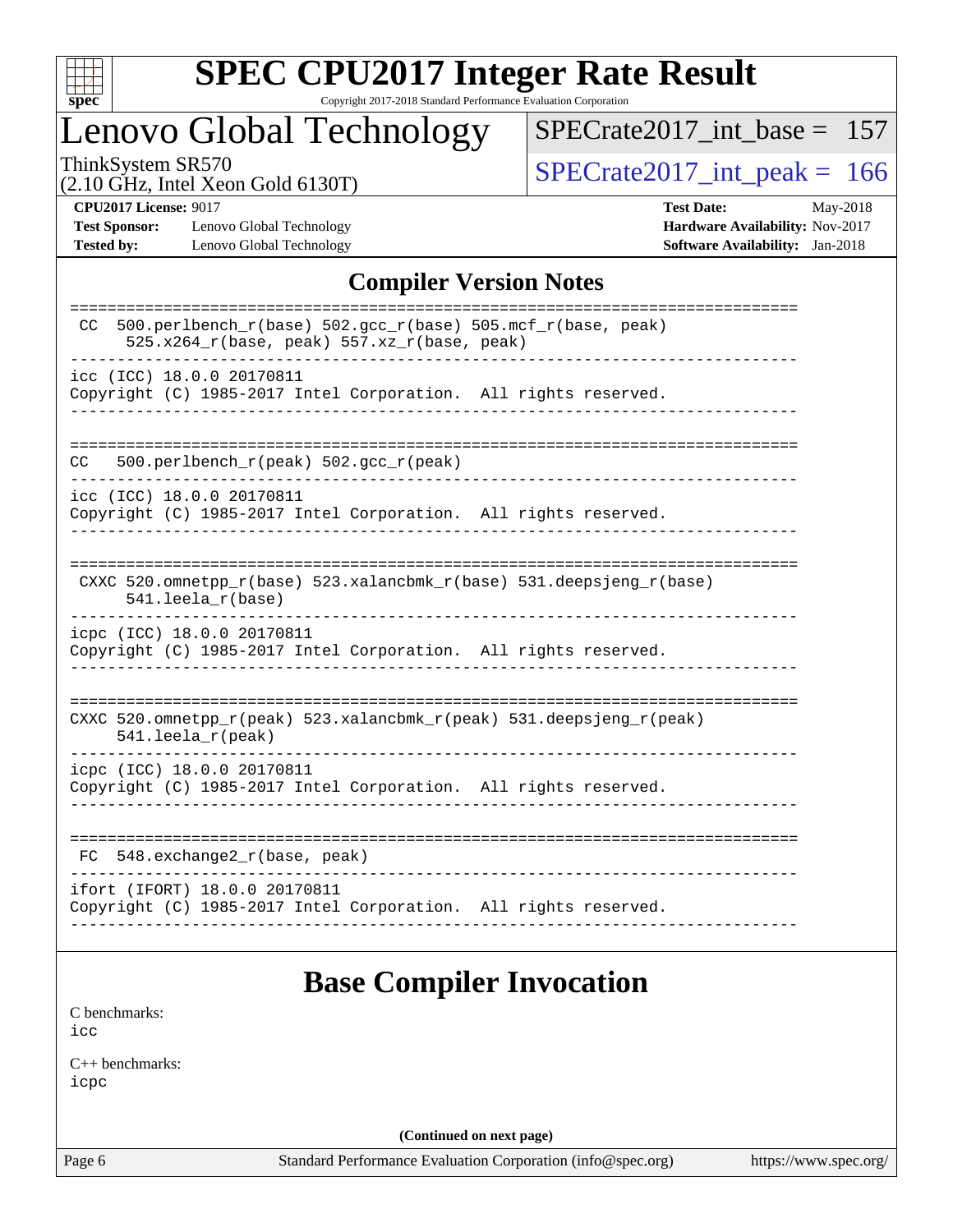## Compiler Version Notes

```
==============================================================================
 CC  500.perlbench_r(base) 502.gcc_r(base) 505.mcf_r(base, peak)
      525.x264_r(base, peak) 557.xz_r(base, peak)
------------------------------------------------------------------------------
icc (ICC) 18.0.0 20170811
Copyright (C) 1985-2017 Intel Corporation.  All rights reserved.
------------------------------------------------------------------------------

==============================================================================
CC   500.perlbench_r(peak) 502.gcc_r(peak)
------------------------------------------------------------------------------
icc (ICC) 18.0.0 20170811
Copyright (C) 1985-2017 Intel Corporation.  All rights reserved.
------------------------------------------------------------------------------

==============================================================================
 CXXC 520.omnetpp_r(base) 523.xalancbmk_r(base) 531.deepsjeng_r(base)
      541.leela_r(base)
------------------------------------------------------------------------------
icpc (ICC) 18.0.0 20170811
Copyright (C) 1985-2017 Intel Corporation.  All rights reserved.
------------------------------------------------------------------------------

==============================================================================
CXXC 520.omnetpp_r(peak) 523.xalancbmk_r(peak) 531.deepsjeng_r(peak)
     541.leela_r(peak)
------------------------------------------------------------------------------
icpc (ICC) 18.0.0 20170811
Copyright (C) 1985-2017 Intel Corporation.  All rights reserved.
------------------------------------------------------------------------------

==============================================================================
 FC  548.exchange2_r(base, peak)
------------------------------------------------------------------------------
ifort (IFORT) 18.0.0 20170811
Copyright (C) 1985-2017 Intel Corporation.  All rights reserved.
------------------------------------------------------------------------------
```

## Base Compiler Invocation

C benchmarks:
icc

C++ benchmarks:
icpc

**(Continued on next page)**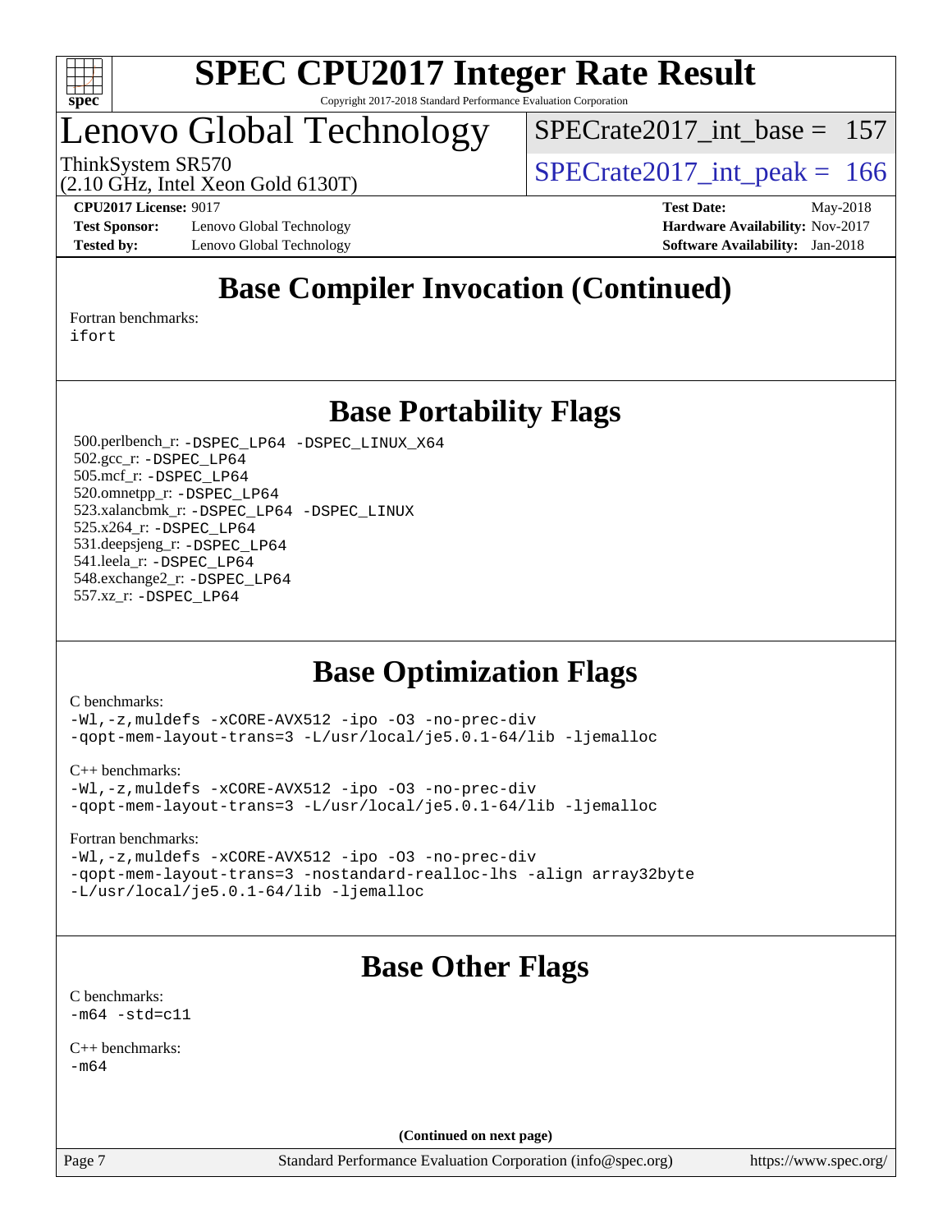# SPEC CPU2017 Integer Rate Result

Copyright 2017-2018 Standard Performance Evaluation Corporation

# Lenovo Global Technology

ThinkSystem SR570
(2.10 GHz, Intel Xeon Gold 6130T)

SPECrate2017_int_base = 157

SPECrate2017_int_peak = 166

**CPU2017 License:** 9017
**Test Sponsor:** Lenovo Global Technology
**Tested by:** Lenovo Global Technology

**Test Date:** May-2018
**Hardware Availability:** Nov-2017
**Software Availability:** Jan-2018

## Base Compiler Invocation (Continued)

Fortran benchmarks:
```
ifort
```

## Base Portability Flags

500.perlbench_r: `-DSPEC_LP64 -DSPEC_LINUX_X64`
502.gcc_r: `-DSPEC_LP64`
505.mcf_r: `-DSPEC_LP64`
520.omnetpp_r: `-DSPEC_LP64`
523.xalancbmk_r: `-DSPEC_LP64 -DSPEC_LINUX`
525.x264_r: `-DSPEC_LP64`
531.deepsjeng_r: `-DSPEC_LP64`
541.leela_r: `-DSPEC_LP64`
548.exchange2_r: `-DSPEC_LP64`
557.xz_r: `-DSPEC_LP64`

## Base Optimization Flags

C benchmarks:
```
-Wl,-z,muldefs -xCORE-AVX512 -ipo -O3 -no-prec-div
-qopt-mem-layout-trans=3 -L/usr/local/je5.0.1-64/lib -ljemalloc
```

C++ benchmarks:
```
-Wl,-z,muldefs -xCORE-AVX512 -ipo -O3 -no-prec-div
-qopt-mem-layout-trans=3 -L/usr/local/je5.0.1-64/lib -ljemalloc
```

Fortran benchmarks:
```
-Wl,-z,muldefs -xCORE-AVX512 -ipo -O3 -no-prec-div
-qopt-mem-layout-trans=3 -nostandard-realloc-lhs -align array32byte
-L/usr/local/je5.0.1-64/lib -ljemalloc
```

## Base Other Flags

C benchmarks:
```
-m64 -std=c11
```

C++ benchmarks:
```
-m64
```

**(Continued on next page)**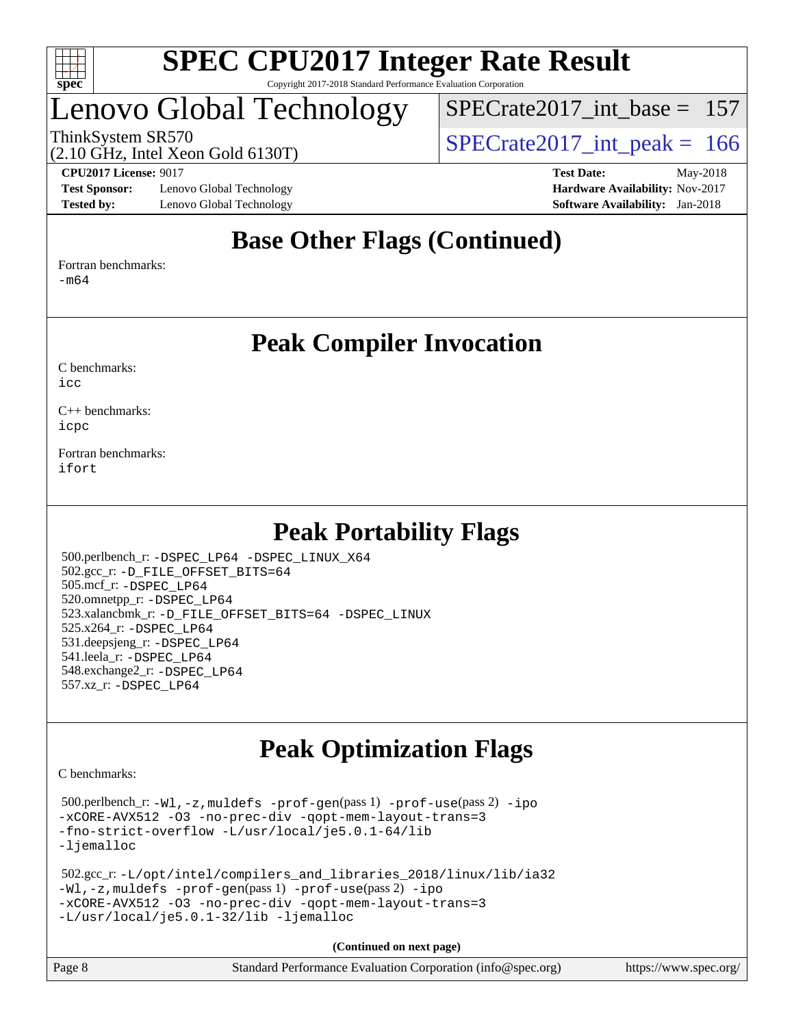# SPEC CPU2017 Integer Rate Result

Copyright 2017-2018 Standard Performance Evaluation Corporation

# Lenovo Global Technology

ThinkSystem SR570
(2.10 GHz, Intel Xeon Gold 6130T)

SPECrate2017_int_base = 157

SPECrate2017_int_peak = 166

**CPU2017 License:** 9017
**Test Sponsor:** Lenovo Global Technology
**Tested by:** Lenovo Global Technology

**Test Date:** May-2018
**Hardware Availability:** Nov-2017
**Software Availability:** Jan-2018

## Base Other Flags (Continued)

Fortran benchmarks:
-m64

## Peak Compiler Invocation

C benchmarks:
icc

C++ benchmarks:
icpc

Fortran benchmarks:
ifort

## Peak Portability Flags

500.perlbench_r: -DSPEC_LP64 -DSPEC_LINUX_X64
502.gcc_r: -D_FILE_OFFSET_BITS=64
505.mcf_r: -DSPEC_LP64
520.omnetpp_r: -DSPEC_LP64
523.xalancbmk_r: -D_FILE_OFFSET_BITS=64 -DSPEC_LINUX
525.x264_r: -DSPEC_LP64
531.deepsjeng_r: -DSPEC_LP64
541.leela_r: -DSPEC_LP64
548.exchange2_r: -DSPEC_LP64
557.xz_r: -DSPEC_LP64

## Peak Optimization Flags

C benchmarks:

500.perlbench_r: -Wl,-z,muldefs -prof-gen(pass 1) -prof-use(pass 2) -ipo
-xCORE-AVX512 -O3 -no-prec-div -qopt-mem-layout-trans=3
-fno-strict-overflow -L/usr/local/je5.0.1-64/lib
-ljemalloc

502.gcc_r: -L/opt/intel/compilers_and_libraries_2018/linux/lib/ia32
-Wl,-z,muldefs -prof-gen(pass 1) -prof-use(pass 2) -ipo
-xCORE-AVX512 -O3 -no-prec-div -qopt-mem-layout-trans=3
-L/usr/local/je5.0.1-32/lib -ljemalloc

**(Continued on next page)**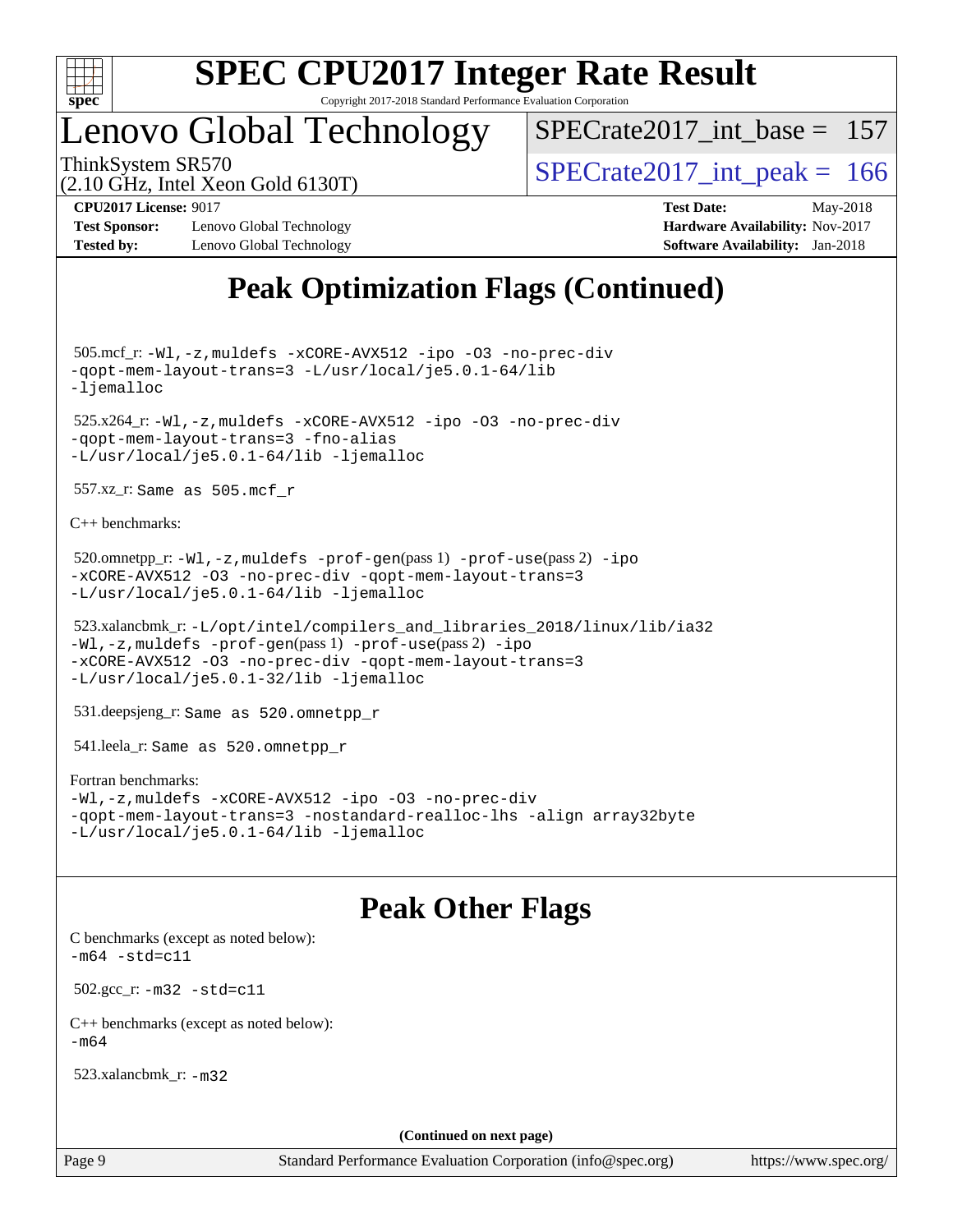# Peak Optimization Flags (Continued)

505.mcf_r: `-Wl,-z,muldefs -xCORE-AVX512 -ipo -O3 -no-prec-div -qopt-mem-layout-trans=3 -L/usr/local/je5.0.1-64/lib -ljemalloc`

525.x264_r: `-Wl,-z,muldefs -xCORE-AVX512 -ipo -O3 -no-prec-div -qopt-mem-layout-trans=3 -fno-alias -L/usr/local/je5.0.1-64/lib -ljemalloc`

557.xz_r: Same as 505.mcf_r

C++ benchmarks:

520.omnetpp_r: `-Wl,-z,muldefs -prof-gen`(pass 1) `-prof-use`(pass 2) `-ipo -xCORE-AVX512 -O3 -no-prec-div -qopt-mem-layout-trans=3 -L/usr/local/je5.0.1-64/lib -ljemalloc`

523.xalancbmk_r: `-L/opt/intel/compilers_and_libraries_2018/linux/lib/ia32 -Wl,-z,muldefs -prof-gen`(pass 1) `-prof-use`(pass 2) `-ipo -xCORE-AVX512 -O3 -no-prec-div -qopt-mem-layout-trans=3 -L/usr/local/je5.0.1-32/lib -ljemalloc`

531.deepsjeng_r: Same as 520.omnetpp_r

541.leela_r: Same as 520.omnetpp_r

Fortran benchmarks:
`-Wl,-z,muldefs -xCORE-AVX512 -ipo -O3 -no-prec-div -qopt-mem-layout-trans=3 -nostandard-realloc-lhs -align array32byte -L/usr/local/je5.0.1-64/lib -ljemalloc`

# Peak Other Flags

C benchmarks (except as noted below):
`-m64 -std=c11`

502.gcc_r: `-m32 -std=c11`

C++ benchmarks (except as noted below):
`-m64`

523.xalancbmk_r: `-m32`

**(Continued on next page)**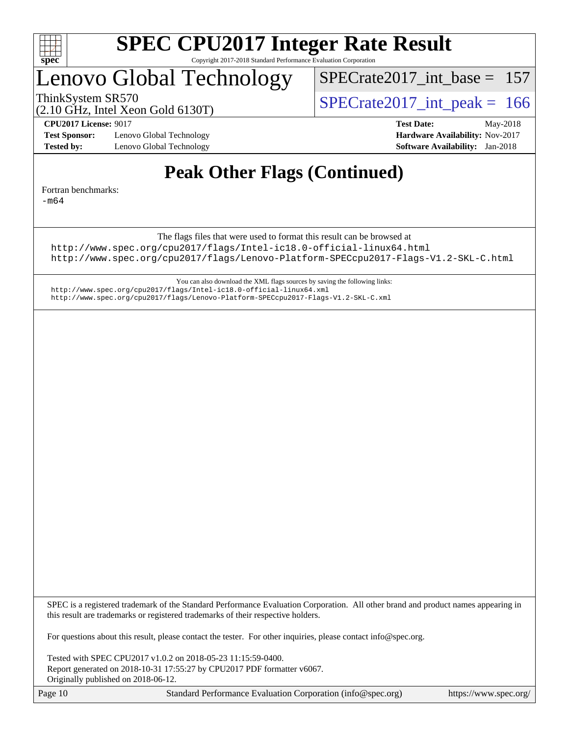# SPEC CPU2017 Integer Rate Result

Copyright 2017-2018 Standard Performance Evaluation Corporation

## Lenovo Global Technology

ThinkSystem SR570
(2.10 GHz, Intel Xeon Gold 6130T)

SPECrate2017_int_base = 157

SPECrate2017_int_peak = 166

**CPU2017 License:** 9017
**Test Sponsor:** Lenovo Global Technology
**Tested by:** Lenovo Global Technology

**Test Date:** May-2018
**Hardware Availability:** Nov-2017
**Software Availability:** Jan-2018

## Peak Other Flags (Continued)

Fortran benchmarks:
-m64

The flags files that were used to format this result can be browsed at
http://www.spec.org/cpu2017/flags/Intel-ic18.0-official-linux64.html
http://www.spec.org/cpu2017/flags/Lenovo-Platform-SPECcpu2017-Flags-V1.2-SKL-C.html

You can also download the XML flags sources by saving the following links:
http://www.spec.org/cpu2017/flags/Intel-ic18.0-official-linux64.xml
http://www.spec.org/cpu2017/flags/Lenovo-Platform-SPECcpu2017-Flags-V1.2-SKL-C.xml

SPEC is a registered trademark of the Standard Performance Evaluation Corporation. All other brand and product names appearing in this result are trademarks or registered trademarks of their respective holders.

For questions about this result, please contact the tester. For other inquiries, please contact info@spec.org.

Tested with SPEC CPU2017 v1.0.2 on 2018-05-23 11:15:59-0400.
Report generated on 2018-10-31 17:55:27 by CPU2017 PDF formatter v6067.
Originally published on 2018-06-12.